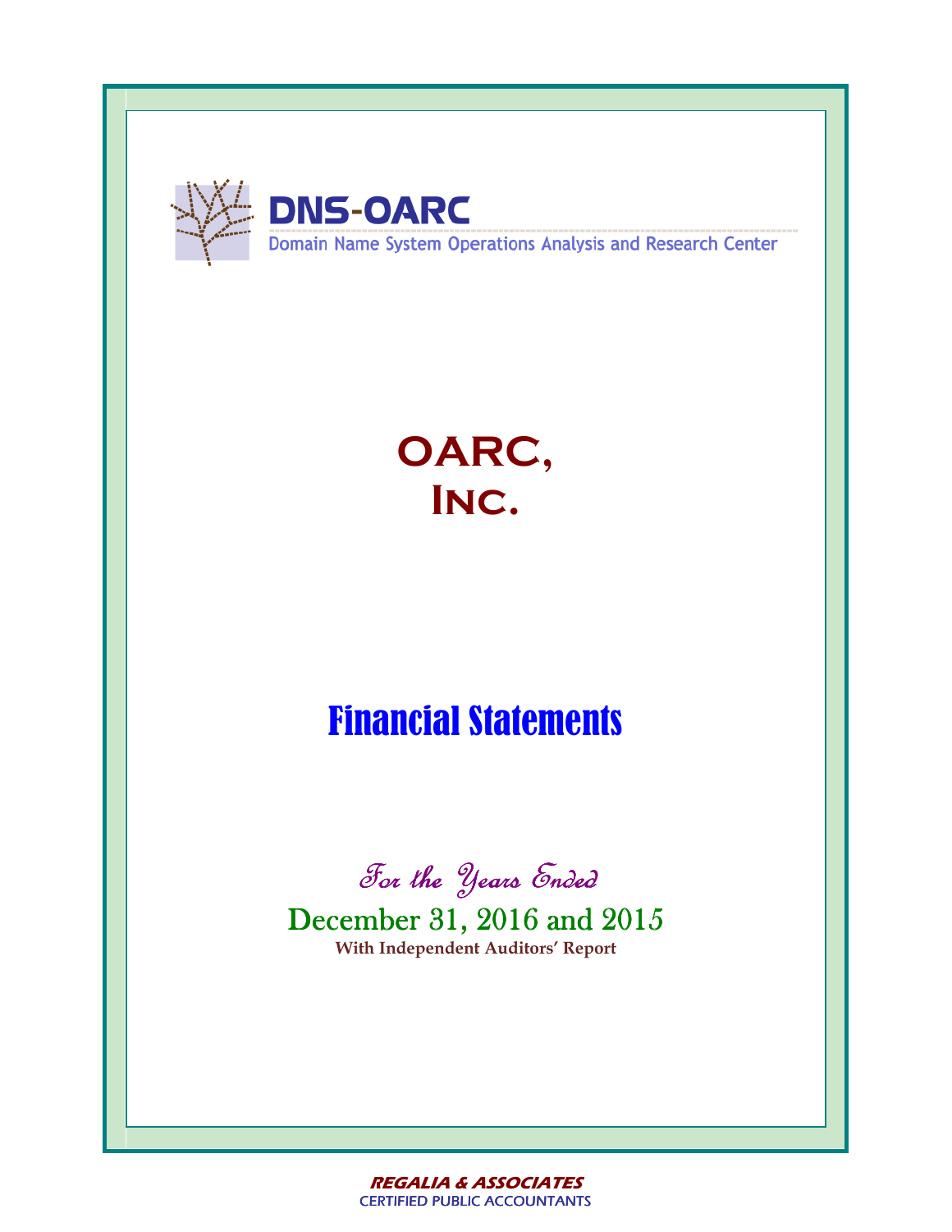**DNS-OARC**

Domain Name System Operations Analysis and Research Center

# OARC, Inc.

## Financial Statements

*For the Years Ended*

December 31, 2016 and 2015

**With Independent Auditors' Report**

***REGALIA & ASSOCIATES***

CERTIFIED PUBLIC ACCOUNTANTS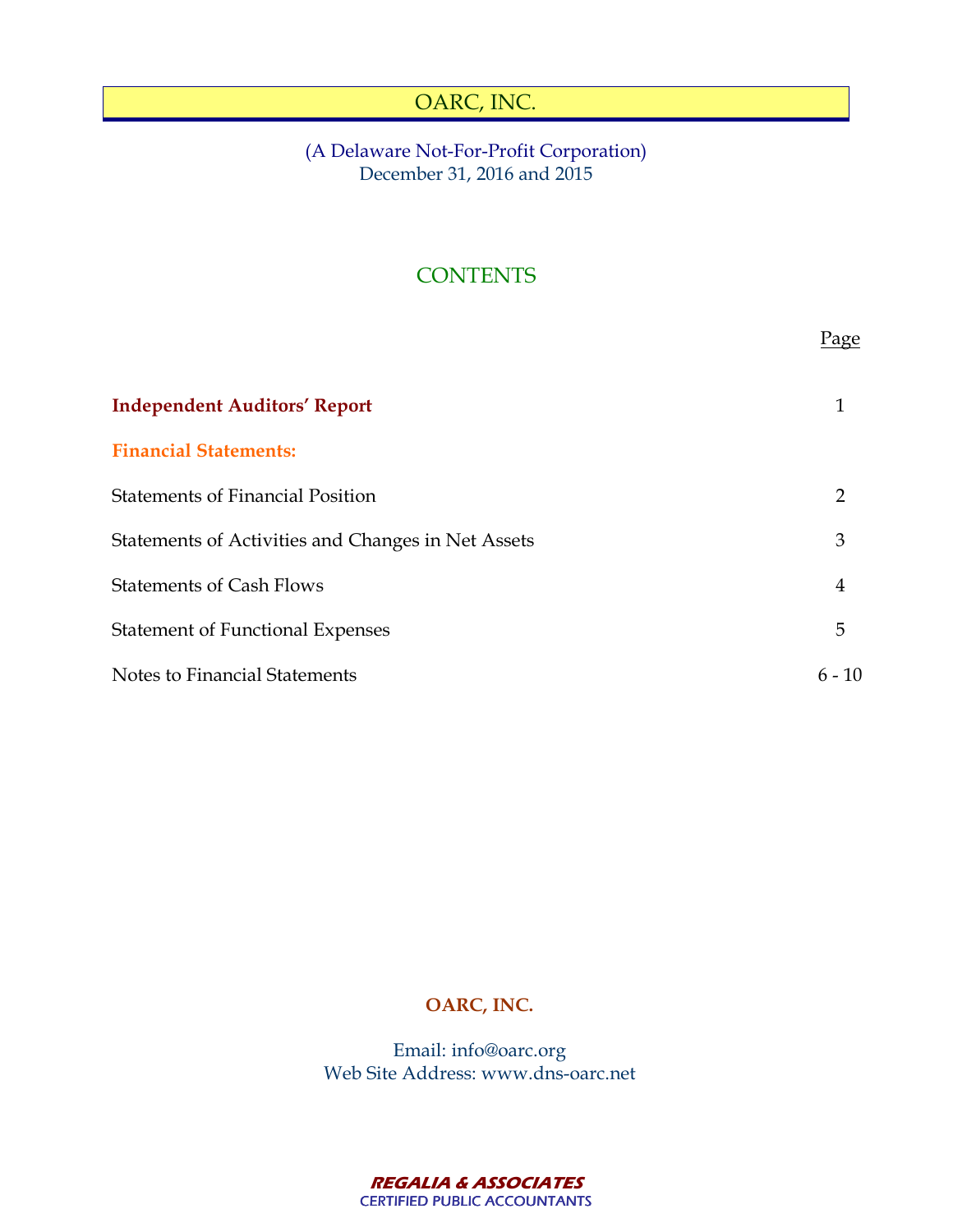# OARC, INC.

(A Delaware Not-For-Profit Corporation)
December 31, 2016 and 2015

## CONTENTS

| | Page |
|---|---|
| **Independent Auditors' Report** | 1 |
| **Financial Statements:** | |
| Statements of Financial Position | 2 |
| Statements of Activities and Changes in Net Assets | 3 |
| Statements of Cash Flows | 4 |
| Statement of Functional Expenses | 5 |
| Notes to Financial Statements | 6 - 10 |

**OARC, INC.**

Email: info@oarc.org
Web Site Address: www.dns-oarc.net

***REGALIA & ASSOCIATES***
CERTIFIED PUBLIC ACCOUNTANTS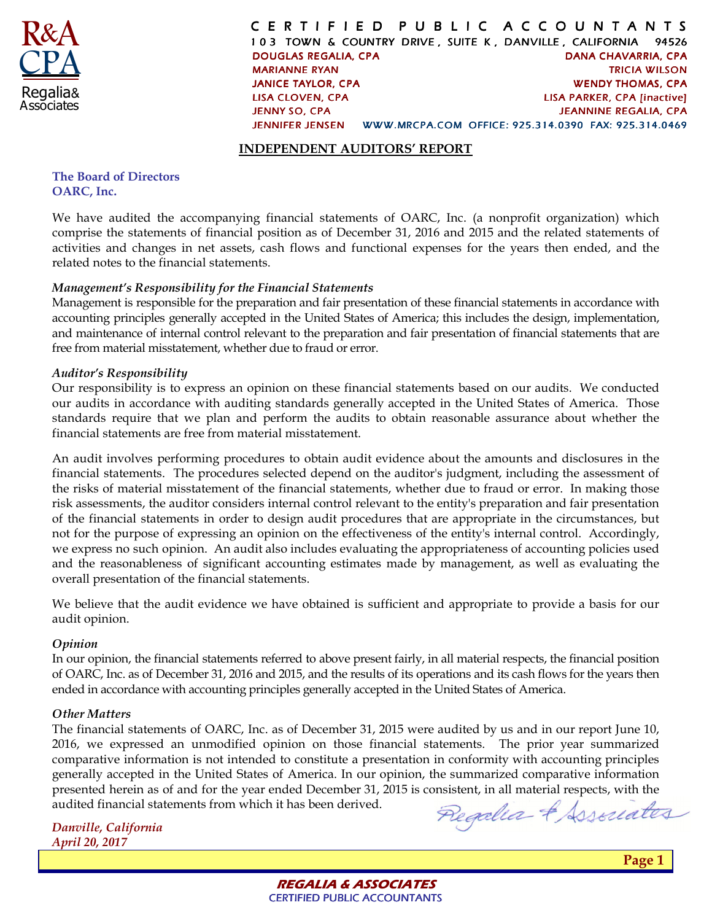R&A CPA Regalia & Associates

**CERTIFIED PUBLIC ACCOUNTANTS**
103 TOWN & COUNTRY DRIVE, SUITE K, DANVILLE, CALIFORNIA 94526

DOUGLAS REGALIA, CPA — DANA CHAVARRIA, CPA
MARIANNE RYAN — TRICIA WILSON
JANICE TAYLOR, CPA — WENDY THOMAS, CPA
LISA CLOVEN, CPA — LISA PARKER, CPA [inactive]
JENNY SO, CPA — JEANNINE REGALIA, CPA
JENNIFER JENSEN — WWW.MRCPA.COM OFFICE: 925.314.0390 FAX: 925.314.0469

## INDEPENDENT AUDITORS' REPORT

**The Board of Directors**
**OARC, Inc.**

We have audited the accompanying financial statements of OARC, Inc. (a nonprofit organization) which comprise the statements of financial position as of December 31, 2016 and 2015 and the related statements of activities and changes in net assets, cash flows and functional expenses for the years then ended, and the related notes to the financial statements.

***Management's Responsibility for the Financial Statements***
Management is responsible for the preparation and fair presentation of these financial statements in accordance with accounting principles generally accepted in the United States of America; this includes the design, implementation, and maintenance of internal control relevant to the preparation and fair presentation of financial statements that are free from material misstatement, whether due to fraud or error.

***Auditor's Responsibility***
Our responsibility is to express an opinion on these financial statements based on our audits. We conducted our audits in accordance with auditing standards generally accepted in the United States of America. Those standards require that we plan and perform the audits to obtain reasonable assurance about whether the financial statements are free from material misstatement.

An audit involves performing procedures to obtain audit evidence about the amounts and disclosures in the financial statements. The procedures selected depend on the auditor's judgment, including the assessment of the risks of material misstatement of the financial statements, whether due to fraud or error. In making those risk assessments, the auditor considers internal control relevant to the entity's preparation and fair presentation of the financial statements in order to design audit procedures that are appropriate in the circumstances, but not for the purpose of expressing an opinion on the effectiveness of the entity's internal control. Accordingly, we express no such opinion. An audit also includes evaluating the appropriateness of accounting policies used and the reasonableness of significant accounting estimates made by management, as well as evaluating the overall presentation of the financial statements.

We believe that the audit evidence we have obtained is sufficient and appropriate to provide a basis for our audit opinion.

***Opinion***
In our opinion, the financial statements referred to above present fairly, in all material respects, the financial position of OARC, Inc. as of December 31, 2016 and 2015, and the results of its operations and its cash flows for the years then ended in accordance with accounting principles generally accepted in the United States of America.

***Other Matters***
The financial statements of OARC, Inc. as of December 31, 2015 were audited by us and in our report June 10, 2016, we expressed an unmodified opinion on those financial statements. The prior year summarized comparative information is not intended to constitute a presentation in conformity with accounting principles generally accepted in the United States of America. In our opinion, the summarized comparative information presented herein as of and for the year ended December 31, 2015 is consistent, in all material respects, with the audited financial statements from which it has been derived.

Regalia & Associates

*Danville, California*
*April 20, 2017*

**REGALIA & ASSOCIATES**
CERTIFIED PUBLIC ACCOUNTANTS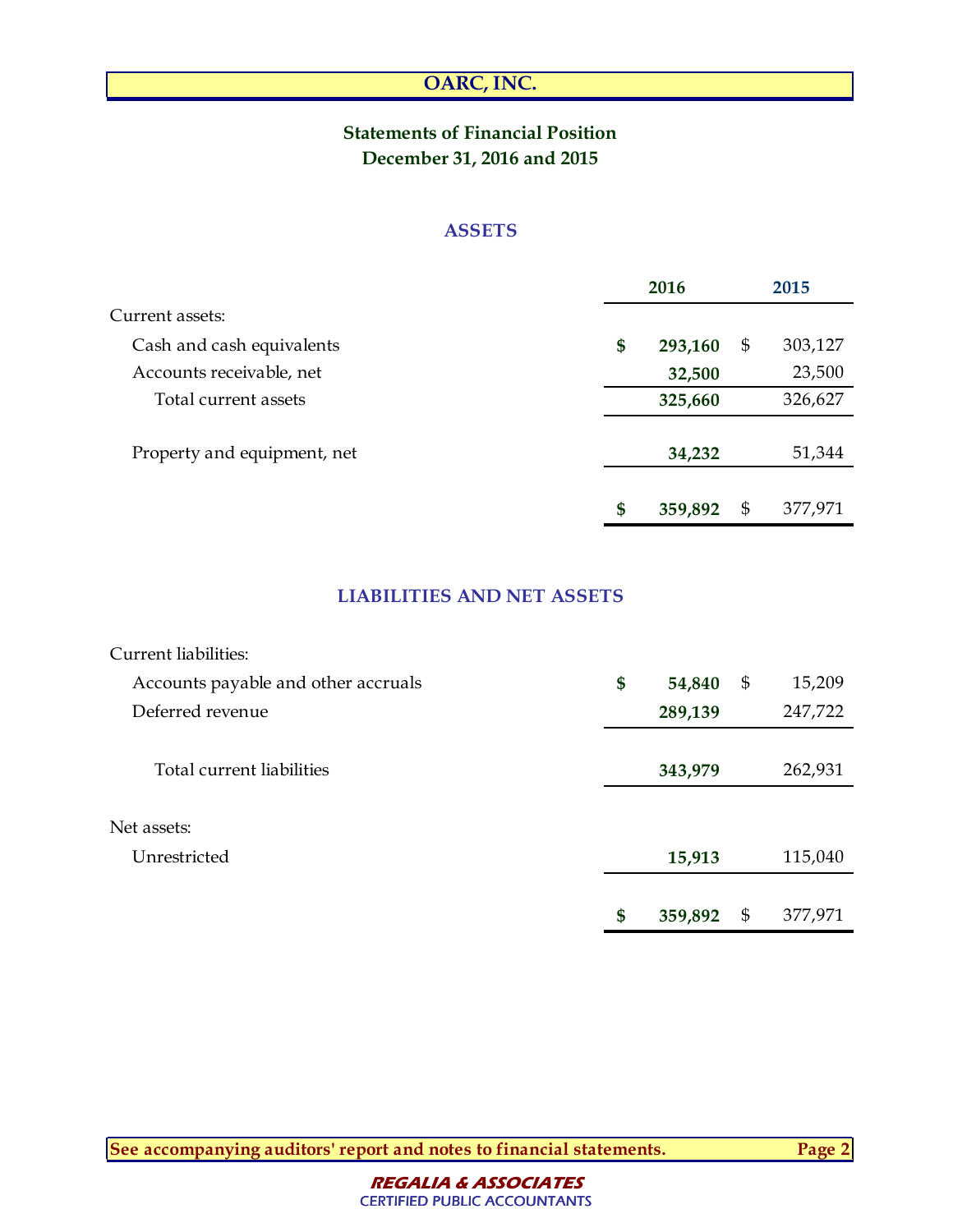# OARC, INC.

## Statements of Financial Position
## December 31, 2016 and 2015

### ASSETS

| | 2016 | 2015 |
|---|---|---|
| Current assets: | | |
| Cash and cash equivalents | **$ 293,160** | $ 303,127 |
| Accounts receivable, net | **32,500** | 23,500 |
| Total current assets | **325,660** | 326,627 |
| Property and equipment, net | **34,232** | 51,344 |
| | **$ 359,892** | $ 377,971 |

### LIABILITIES AND NET ASSETS

| | 2016 | 2015 |
|---|---|---|
| Current liabilities: | | |
| Accounts payable and other accruals | **$ 54,840** | $ 15,209 |
| Deferred revenue | **289,139** | 247,722 |
| Total current liabilities | **343,979** | 262,931 |
| Net assets: | | |
| Unrestricted | **15,913** | 115,040 |
| | **$ 359,892** | $ 377,971 |

See accompanying auditors' report and notes to financial statements.

REGALIA & ASSOCIATES
CERTIFIED PUBLIC ACCOUNTANTS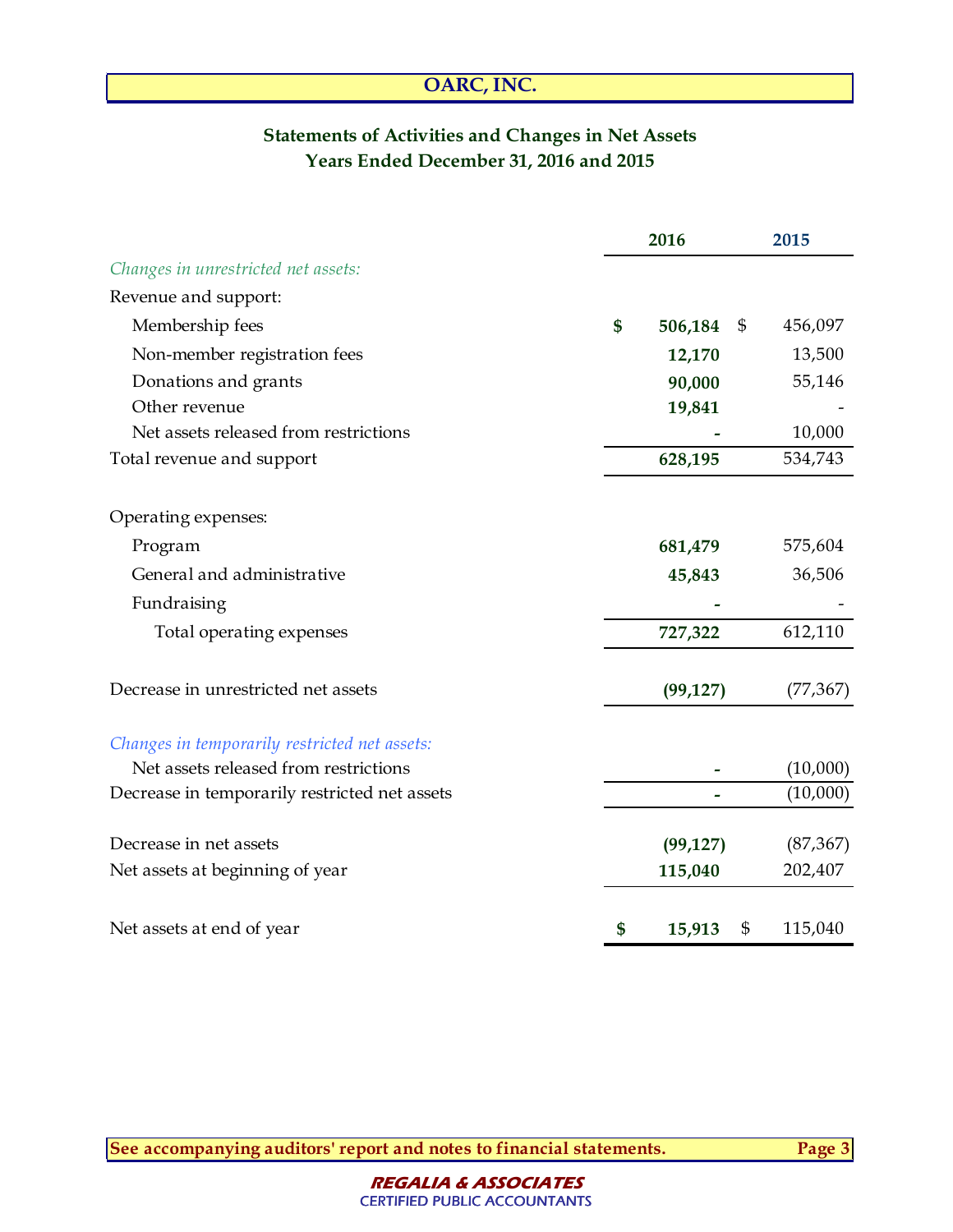# OARC, INC.

## Statements of Activities and Changes in Net Assets
## Years Ended December 31, 2016 and 2015

| | 2016 | 2015 |
|---|---|---|
| *Changes in unrestricted net assets:* | | |
| Revenue and support: | | |
| Membership fees | $ 506,184 | $ 456,097 |
| Non-member registration fees | 12,170 | 13,500 |
| Donations and grants | 90,000 | 55,146 |
| Other revenue | 19,841 | - |
| Net assets released from restrictions | - | 10,000 |
| Total revenue and support | 628,195 | 534,743 |
| | | |
| Operating expenses: | | |
| Program | 681,479 | 575,604 |
| General and administrative | 45,843 | 36,506 |
| Fundraising | - | - |
| Total operating expenses | 727,322 | 612,110 |
| | | |
| Decrease in unrestricted net assets | (99,127) | (77,367) |
| | | |
| *Changes in temporarily restricted net assets:* | | |
| Net assets released from restrictions | - | (10,000) |
| Decrease in temporarily restricted net assets | - | (10,000) |
| | | |
| Decrease in net assets | (99,127) | (87,367) |
| Net assets at beginning of year | 115,040 | 202,407 |
| | | |
| Net assets at end of year | $ 15,913 | $ 115,040 |

**See accompanying auditors' report and notes to financial statements.**

**REGALIA & ASSOCIATES**
CERTIFIED PUBLIC ACCOUNTANTS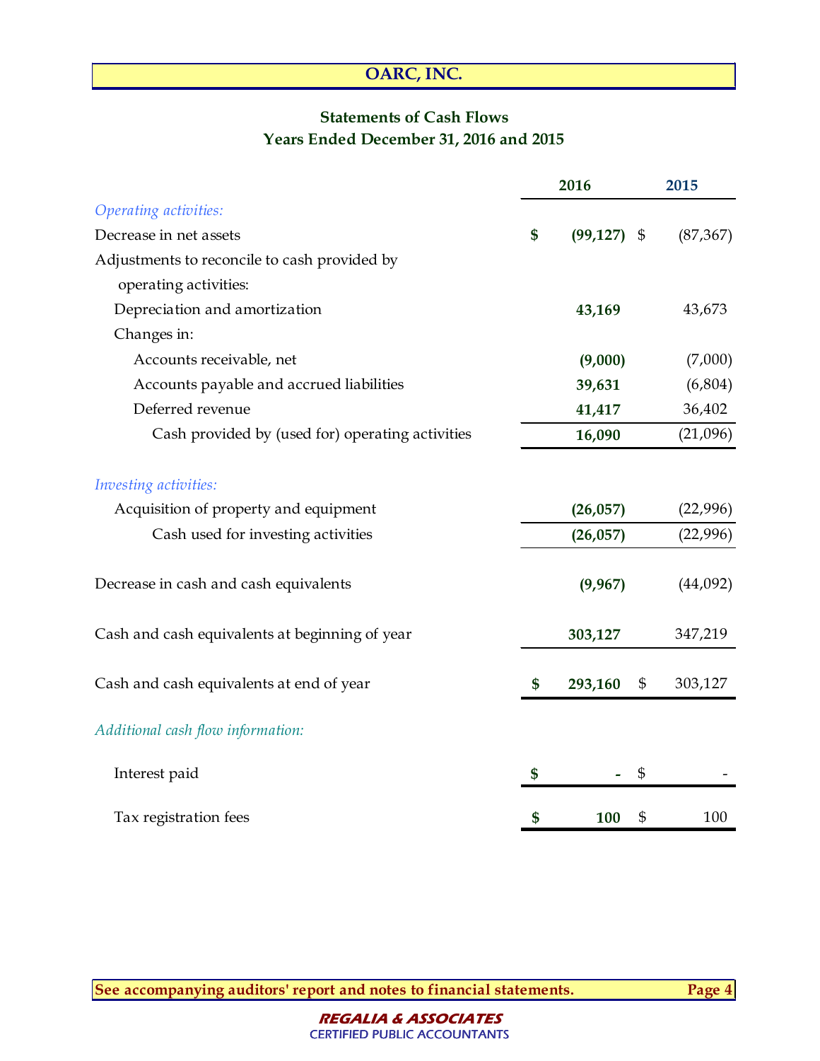# OARC, INC.

## Statements of Cash Flows
## Years Ended December 31, 2016 and 2015

| | 2016 | 2015 |
|---|---|---|
| *Operating activities:* | | |
| Decrease in net assets | $ (99,127) | $ (87,367) |
| Adjustments to reconcile to cash provided by operating activities: | | |
| Depreciation and amortization | 43,169 | 43,673 |
| Changes in: | | |
| Accounts receivable, net | (9,000) | (7,000) |
| Accounts payable and accrued liabilities | 39,631 | (6,804) |
| Deferred revenue | 41,417 | 36,402 |
| Cash provided by (used for) operating activities | 16,090 | (21,096) |
| *Investing activities:* | | |
| Acquisition of property and equipment | (26,057) | (22,996) |
| Cash used for investing activities | (26,057) | (22,996) |
| Decrease in cash and cash equivalents | (9,967) | (44,092) |
| Cash and cash equivalents at beginning of year | 303,127 | 347,219 |
| Cash and cash equivalents at end of year | $ 293,160 | $ 303,127 |
| *Additional cash flow information:* | | |
| Interest paid | $ - | $ - |
| Tax registration fees | $ 100 | $ 100 |

**See accompanying auditors' report and notes to financial statements.**

***REGALIA & ASSOCIATES***
CERTIFIED PUBLIC ACCOUNTANTS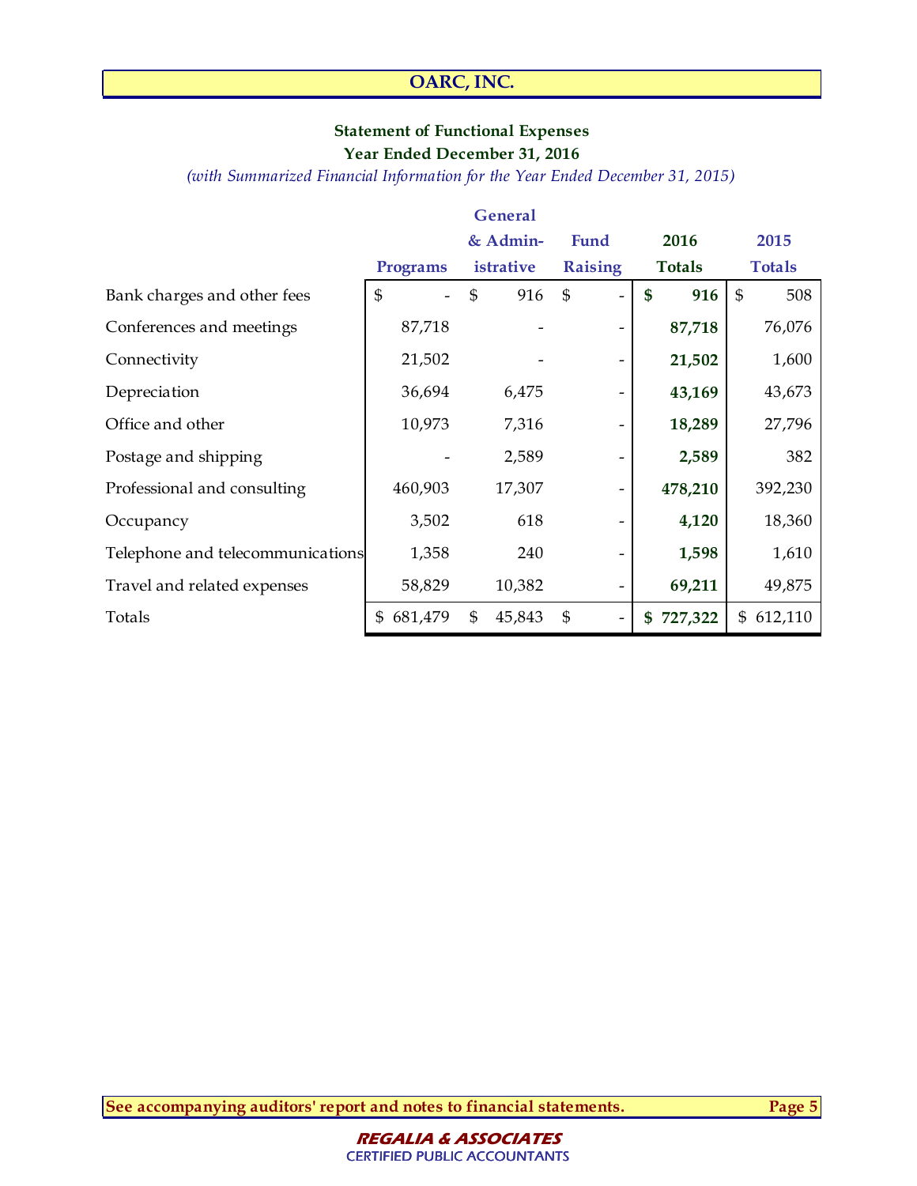# OARC, INC.

**Statement of Functional Expenses**
**Year Ended December 31, 2016**
*(with Summarized Financial Information for the Year Ended December 31, 2015)*

| | Programs | General & Administrative | Fund Raising | 2016 Totals | 2015 Totals |
|---|---|---|---|---|---|
| Bank charges and other fees | $ - | $ 916 | $ - | **$ 916** | $ 508 |
| Conferences and meetings | 87,718 | - | - | **87,718** | 76,076 |
| Connectivity | 21,502 | - | - | **21,502** | 1,600 |
| Depreciation | 36,694 | 6,475 | - | **43,169** | 43,673 |
| Office and other | 10,973 | 7,316 | - | **18,289** | 27,796 |
| Postage and shipping | - | 2,589 | - | **2,589** | 382 |
| Professional and consulting | 460,903 | 17,307 | - | **478,210** | 392,230 |
| Occupancy | 3,502 | 618 | - | **4,120** | 18,360 |
| Telephone and telecommunications | 1,358 | 240 | - | **1,598** | 1,610 |
| Travel and related expenses | 58,829 | 10,382 | - | **69,211** | 49,875 |
| Totals | $ 681,479 | $ 45,843 | $ - | **$ 727,322** | $ 612,110 |

**See accompanying auditors' report and notes to financial statements.**

**REGALIA & ASSOCIATES**
CERTIFIED PUBLIC ACCOUNTANTS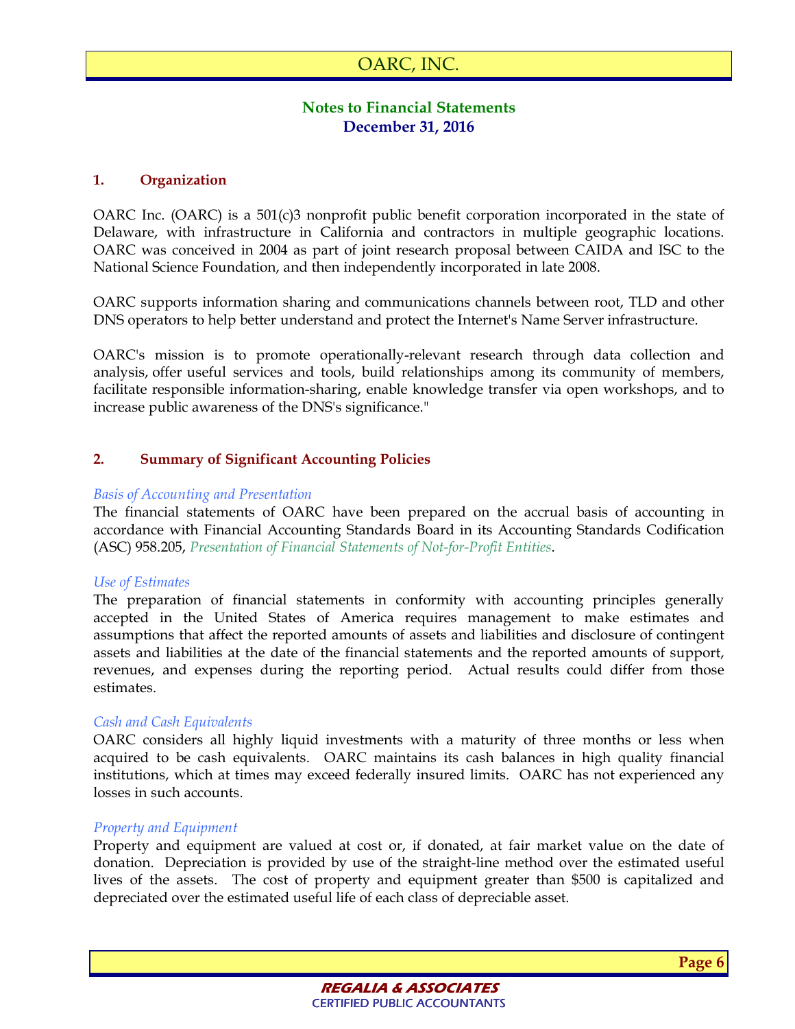# OARC, INC.

## Notes to Financial Statements
### December 31, 2016

### 1. Organization

OARC Inc. (OARC) is a 501(c)3 nonprofit public benefit corporation incorporated in the state of Delaware, with infrastructure in California and contractors in multiple geographic locations. OARC was conceived in 2004 as part of joint research proposal between CAIDA and ISC to the National Science Foundation, and then independently incorporated in late 2008.

OARC supports information sharing and communications channels between root, TLD and other DNS operators to help better understand and protect the Internet's Name Server infrastructure.

OARC's mission is to promote operationally-relevant research through data collection and analysis, offer useful services and tools, build relationships among its community of members, facilitate responsible information-sharing, enable knowledge transfer via open workshops, and to increase public awareness of the DNS's significance."

### 2. Summary of Significant Accounting Policies

*Basis of Accounting and Presentation*

The financial statements of OARC have been prepared on the accrual basis of accounting in accordance with Financial Accounting Standards Board in its Accounting Standards Codification (ASC) 958.205, *Presentation of Financial Statements of Not-for-Profit Entities*.

*Use of Estimates*

The preparation of financial statements in conformity with accounting principles generally accepted in the United States of America requires management to make estimates and assumptions that affect the reported amounts of assets and liabilities and disclosure of contingent assets and liabilities at the date of the financial statements and the reported amounts of support, revenues, and expenses during the reporting period. Actual results could differ from those estimates.

*Cash and Cash Equivalents*

OARC considers all highly liquid investments with a maturity of three months or less when acquired to be cash equivalents. OARC maintains its cash balances in high quality financial institutions, which at times may exceed federally insured limits. OARC has not experienced any losses in such accounts.

*Property and Equipment*

Property and equipment are valued at cost or, if donated, at fair market value on the date of donation. Depreciation is provided by use of the straight-line method over the estimated useful lives of the assets. The cost of property and equipment greater than $500 is capitalized and depreciated over the estimated useful life of each class of depreciable asset.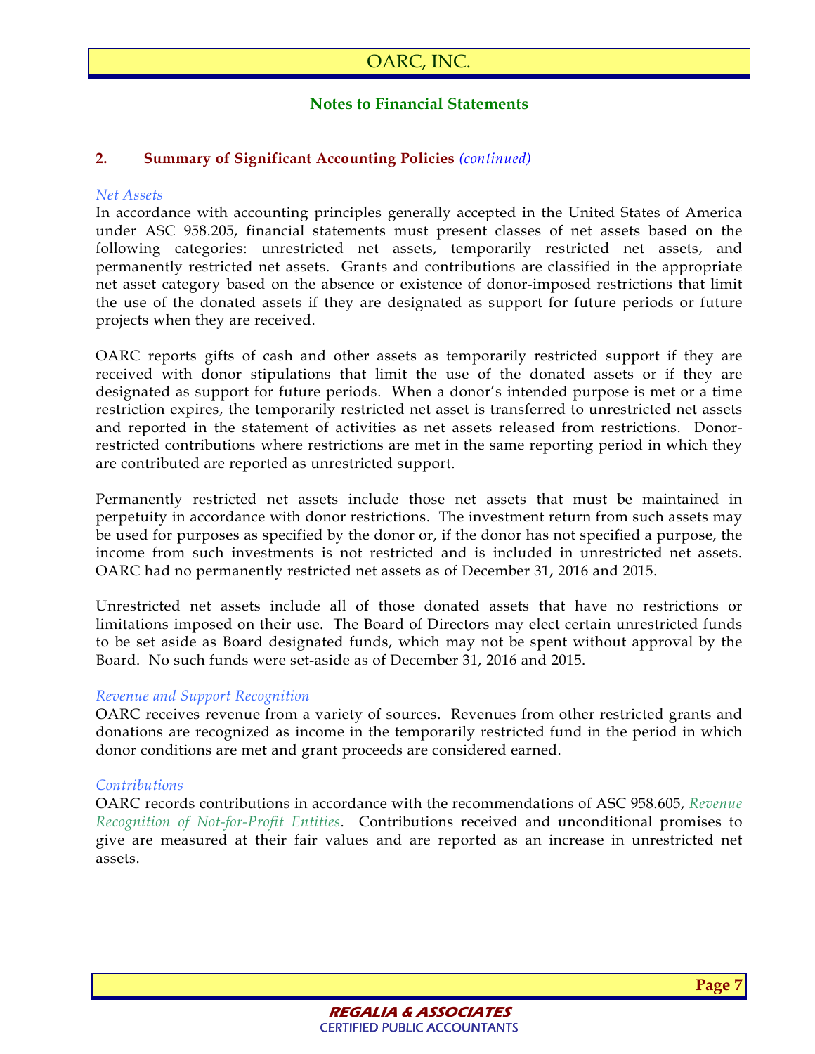## Notes to Financial Statements

### 2. Summary of Significant Accounting Policies *(continued)*

*Net Assets*

In accordance with accounting principles generally accepted in the United States of America under ASC 958.205, financial statements must present classes of net assets based on the following categories: unrestricted net assets, temporarily restricted net assets, and permanently restricted net assets. Grants and contributions are classified in the appropriate net asset category based on the absence or existence of donor-imposed restrictions that limit the use of the donated assets if they are designated as support for future periods or future projects when they are received.

OARC reports gifts of cash and other assets as temporarily restricted support if they are received with donor stipulations that limit the use of the donated assets or if they are designated as support for future periods. When a donor's intended purpose is met or a time restriction expires, the temporarily restricted net asset is transferred to unrestricted net assets and reported in the statement of activities as net assets released from restrictions. Donor-restricted contributions where restrictions are met in the same reporting period in which they are contributed are reported as unrestricted support.

Permanently restricted net assets include those net assets that must be maintained in perpetuity in accordance with donor restrictions. The investment return from such assets may be used for purposes as specified by the donor or, if the donor has not specified a purpose, the income from such investments is not restricted and is included in unrestricted net assets. OARC had no permanently restricted net assets as of December 31, 2016 and 2015.

Unrestricted net assets include all of those donated assets that have no restrictions or limitations imposed on their use. The Board of Directors may elect certain unrestricted funds to be set aside as Board designated funds, which may not be spent without approval by the Board. No such funds were set-aside as of December 31, 2016 and 2015.

*Revenue and Support Recognition*

OARC receives revenue from a variety of sources. Revenues from other restricted grants and donations are recognized as income in the temporarily restricted fund in the period in which donor conditions are met and grant proceeds are considered earned.

*Contributions*

OARC records contributions in accordance with the recommendations of ASC 958.605, *Revenue Recognition of Not-for-Profit Entities*. Contributions received and unconditional promises to give are measured at their fair values and are reported as an increase in unrestricted net assets.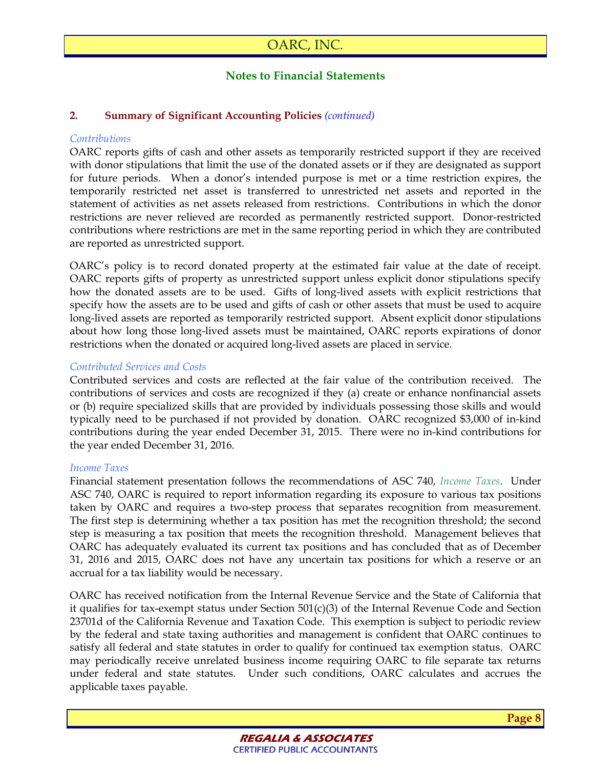## 2. Summary of Significant Accounting Policies *(continued)*

*Contributions*

OARC reports gifts of cash and other assets as temporarily restricted support if they are received with donor stipulations that limit the use of the donated assets or if they are designated as support for future periods. When a donor's intended purpose is met or a time restriction expires, the temporarily restricted net asset is transferred to unrestricted net assets and reported in the statement of activities as net assets released from restrictions. Contributions in which the donor restrictions are never relieved are recorded as permanently restricted support. Donor-restricted contributions where restrictions are met in the same reporting period in which they are contributed are reported as unrestricted support.

OARC's policy is to record donated property at the estimated fair value at the date of receipt. OARC reports gifts of property as unrestricted support unless explicit donor stipulations specify how the donated assets are to be used. Gifts of long-lived assets with explicit restrictions that specify how the assets are to be used and gifts of cash or other assets that must be used to acquire long-lived assets are reported as temporarily restricted support. Absent explicit donor stipulations about how long those long-lived assets must be maintained, OARC reports expirations of donor restrictions when the donated or acquired long-lived assets are placed in service.

*Contributed Services and Costs*

Contributed services and costs are reflected at the fair value of the contribution received. The contributions of services and costs are recognized if they (a) create or enhance nonfinancial assets or (b) require specialized skills that are provided by individuals possessing those skills and would typically need to be purchased if not provided by donation. OARC recognized $3,000 of in-kind contributions during the year ended December 31, 2015. There were no in-kind contributions for the year ended December 31, 2016.

*Income Taxes*

Financial statement presentation follows the recommendations of ASC 740, *Income Taxes*. Under ASC 740, OARC is required to report information regarding its exposure to various tax positions taken by OARC and requires a two-step process that separates recognition from measurement. The first step is determining whether a tax position has met the recognition threshold; the second step is measuring a tax position that meets the recognition threshold. Management believes that OARC has adequately evaluated its current tax positions and has concluded that as of December 31, 2016 and 2015, OARC does not have any uncertain tax positions for which a reserve or an accrual for a tax liability would be necessary.

OARC has received notification from the Internal Revenue Service and the State of California that it qualifies for tax-exempt status under Section 501(c)(3) of the Internal Revenue Code and Section 23701d of the California Revenue and Taxation Code. This exemption is subject to periodic review by the federal and state taxing authorities and management is confident that OARC continues to satisfy all federal and state statutes in order to qualify for continued tax exemption status. OARC may periodically receive unrelated business income requiring OARC to file separate tax returns under federal and state statutes. Under such conditions, OARC calculates and accrues the applicable taxes payable.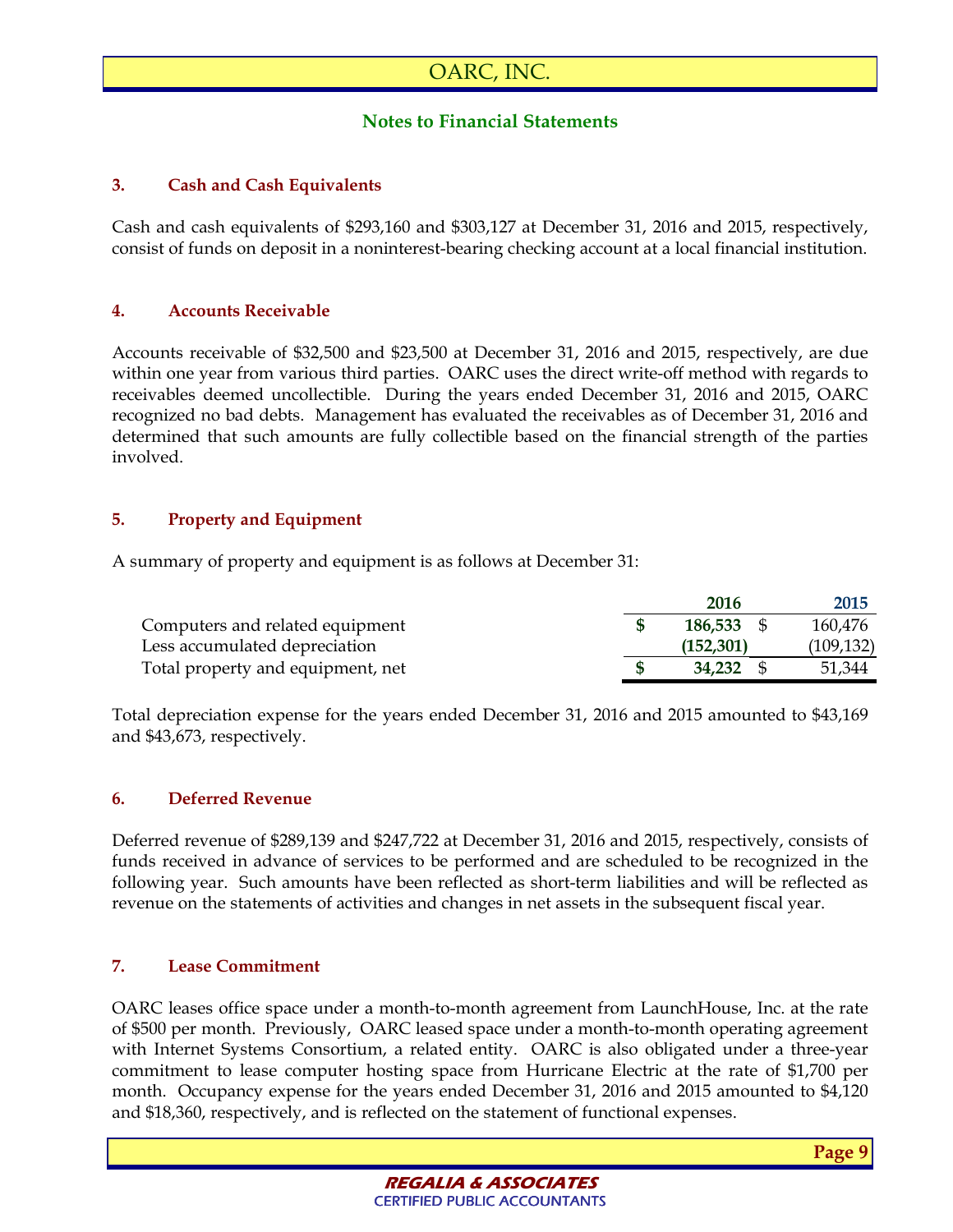# OARC, INC.

## Notes to Financial Statements

### 3. Cash and Cash Equivalents

Cash and cash equivalents of $293,160 and $303,127 at December 31, 2016 and 2015, respectively, consist of funds on deposit in a noninterest-bearing checking account at a local financial institution.

### 4. Accounts Receivable

Accounts receivable of $32,500 and $23,500 at December 31, 2016 and 2015, respectively, are due within one year from various third parties. OARC uses the direct write-off method with regards to receivables deemed uncollectible. During the years ended December 31, 2016 and 2015, OARC recognized no bad debts. Management has evaluated the receivables as of December 31, 2016 and determined that such amounts are fully collectible based on the financial strength of the parties involved.

### 5. Property and Equipment

A summary of property and equipment is as follows at December 31:

| | 2016 | 2015 |
|---|---|---|
| Computers and related equipment | **$ 186,533** | $ 160,476 |
| Less accumulated depreciation | **(152,301)** | (109,132) |
| Total property and equipment, net | **$ 34,232** | $ 51,344 |

Total depreciation expense for the years ended December 31, 2016 and 2015 amounted to $43,169 and $43,673, respectively.

### 6. Deferred Revenue

Deferred revenue of $289,139 and $247,722 at December 31, 2016 and 2015, respectively, consists of funds received in advance of services to be performed and are scheduled to be recognized in the following year. Such amounts have been reflected as short-term liabilities and will be reflected as revenue on the statements of activities and changes in net assets in the subsequent fiscal year.

### 7. Lease Commitment

OARC leases office space under a month-to-month agreement from LaunchHouse, Inc. at the rate of $500 per month. Previously, OARC leased space under a month-to-month operating agreement with Internet Systems Consortium, a related entity. OARC is also obligated under a three-year commitment to lease computer hosting space from Hurricane Electric at the rate of $1,700 per month. Occupancy expense for the years ended December 31, 2016 and 2015 amounted to $4,120 and $18,360, respectively, and is reflected on the statement of functional expenses.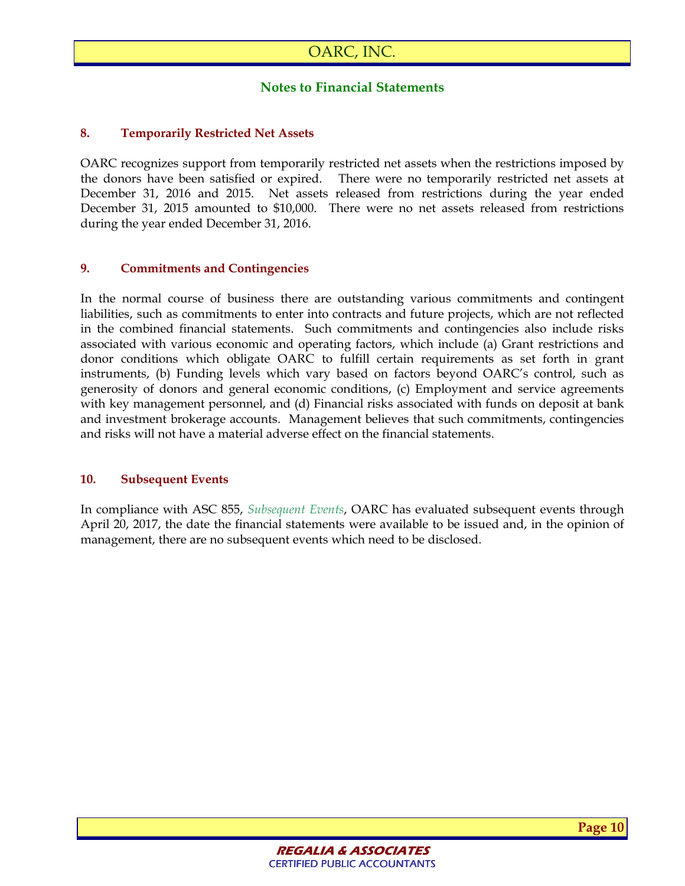## Notes to Financial Statements

### 8. Temporarily Restricted Net Assets

OARC recognizes support from temporarily restricted net assets when the restrictions imposed by the donors have been satisfied or expired. There were no temporarily restricted net assets at December 31, 2016 and 2015. Net assets released from restrictions during the year ended December 31, 2015 amounted to $10,000. There were no net assets released from restrictions during the year ended December 31, 2016.

### 9. Commitments and Contingencies

In the normal course of business there are outstanding various commitments and contingent liabilities, such as commitments to enter into contracts and future projects, which are not reflected in the combined financial statements. Such commitments and contingencies also include risks associated with various economic and operating factors, which include (a) Grant restrictions and donor conditions which obligate OARC to fulfill certain requirements as set forth in grant instruments, (b) Funding levels which vary based on factors beyond OARC's control, such as generosity of donors and general economic conditions, (c) Employment and service agreements with key management personnel, and (d) Financial risks associated with funds on deposit at bank and investment brokerage accounts. Management believes that such commitments, contingencies and risks will not have a material adverse effect on the financial statements.

### 10. Subsequent Events

In compliance with ASC 855, *Subsequent Events*, OARC has evaluated subsequent events through April 20, 2017, the date the financial statements were available to be issued and, in the opinion of management, there are no subsequent events which need to be disclosed.